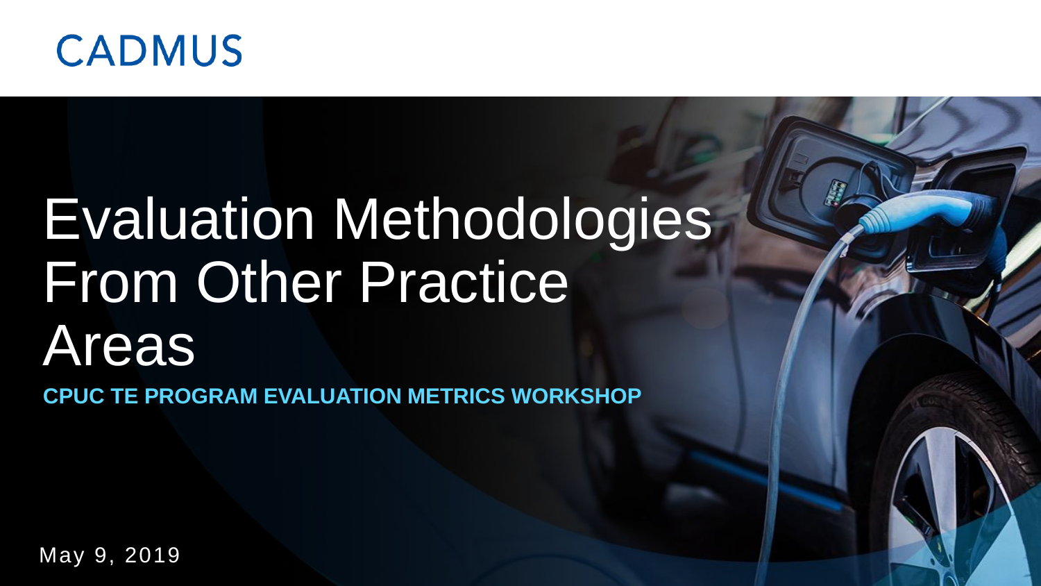CADMUS

# Evaluation Methodologies From Other Practice Areas

**CPUC TE PROGRAM EVALUATION METRICS WORKSHOP**

May 9, 2019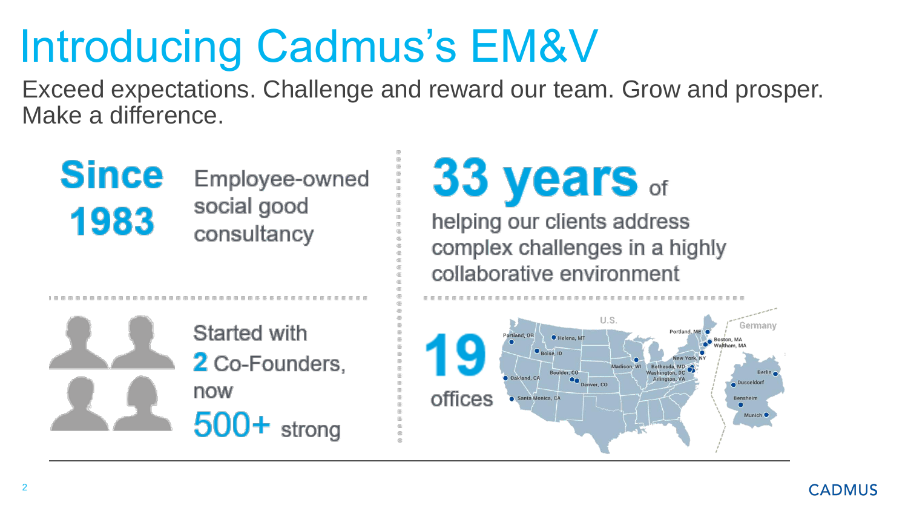# Introducing Cadmus's EM&V

Exceed expectations. Challenge and reward our team. Grow and prosper. Make a difference.

**Since 1983**

Employee-owned social good consultancy

**33 years** of

helping our clients address complex challenges in a highly collaborative environment

Started with **2** Co-Founders, now **500+** strong

**19** offices

U.S.

Portland, OR · Helena, MT · Boise, ID · Oakland, CA · Santa Monica, CA · Boulder, CO · Denver, CO · Madison, WI · Bethesda, MD · Washington, DC · Arlington, VA · New York, NY · Portland, ME · Boston, MA · Waltham, MA

Germany

Berlin · Dusseldorf · Bensheim · Munich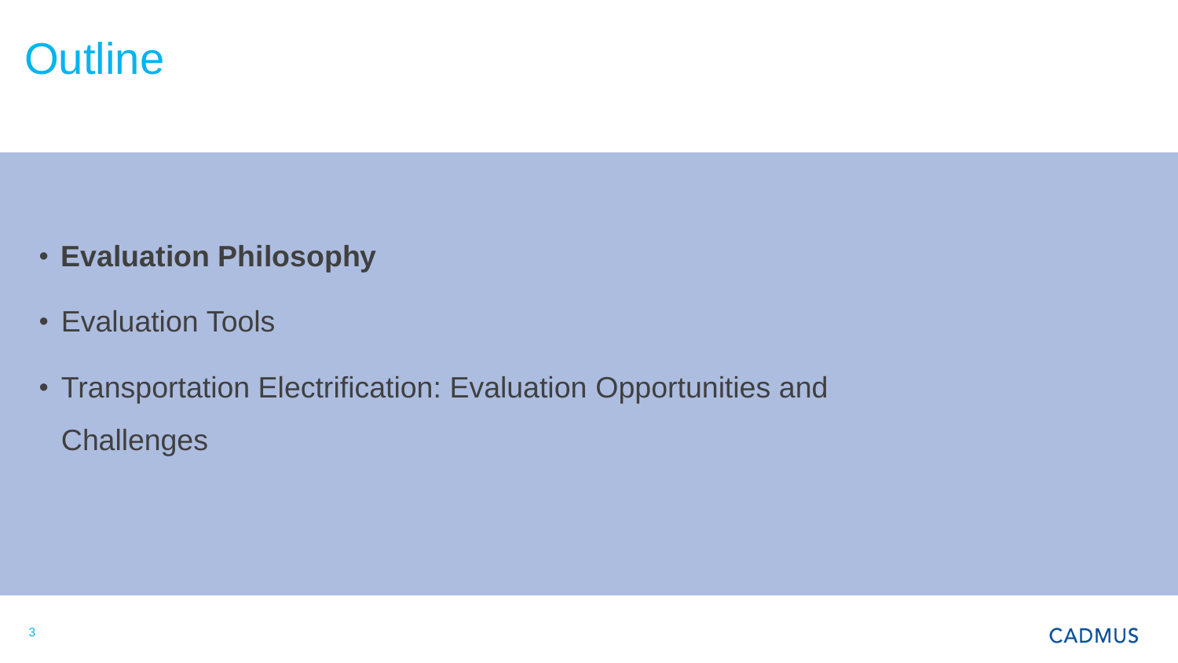# Outline

- **Evaluation Philosophy**
- Evaluation Tools
- Transportation Electrification: Evaluation Opportunities and Challenges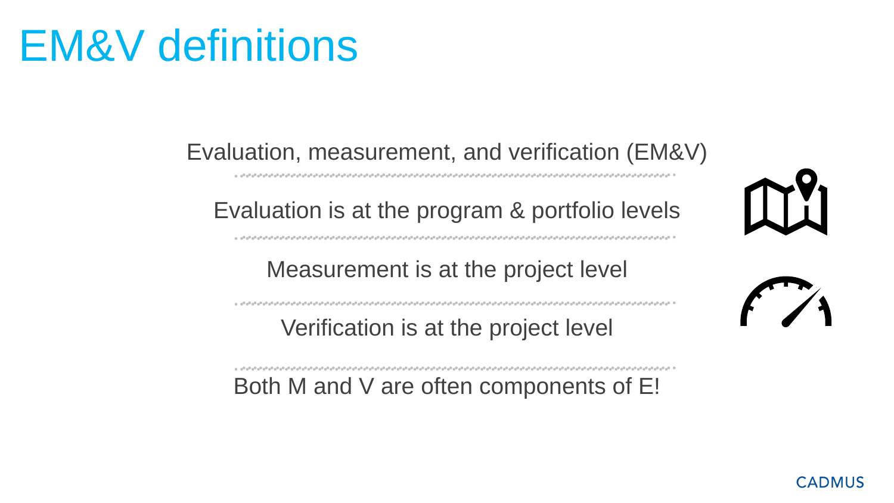# EM&V definitions

Evaluation, measurement, and verification (EM&V)

Evaluation is at the program & portfolio levels

Measurement is at the project level

Verification is at the project level

Both M and V are often components of E!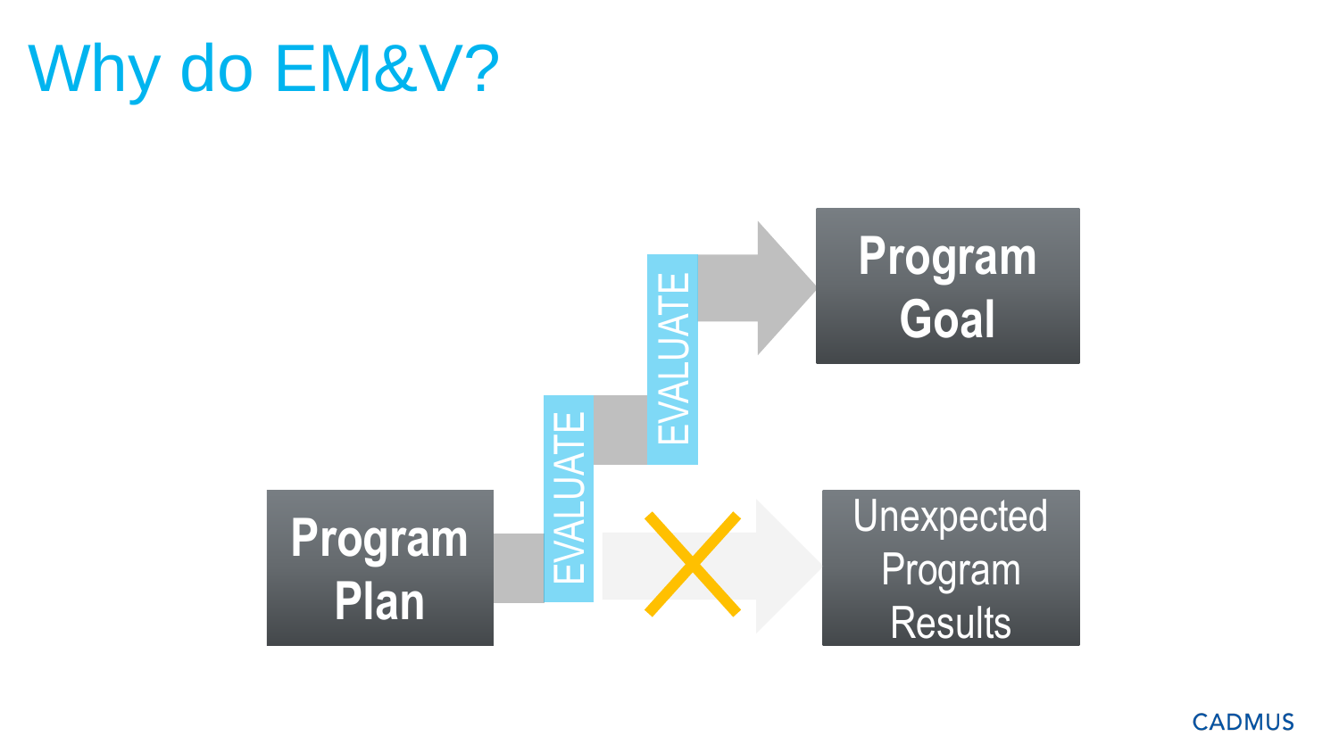# Why do EM&V?

Program Plan

EVALUATE

EVALUATE

Program Goal

Unexpected Program Results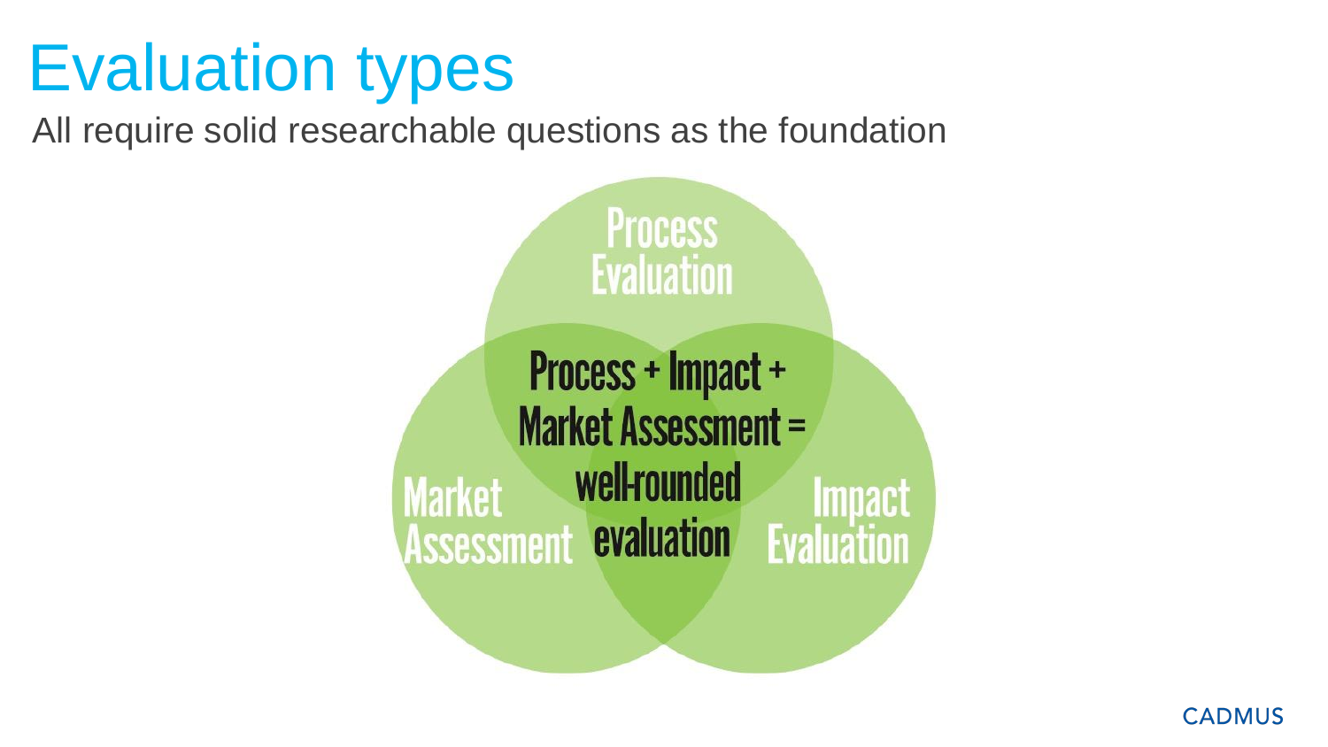# Evaluation types

All require solid researchable questions as the foundation

Process Evaluation

Market Assessment

Impact Evaluation

Process + Impact + Market Assessment = well-rounded evaluation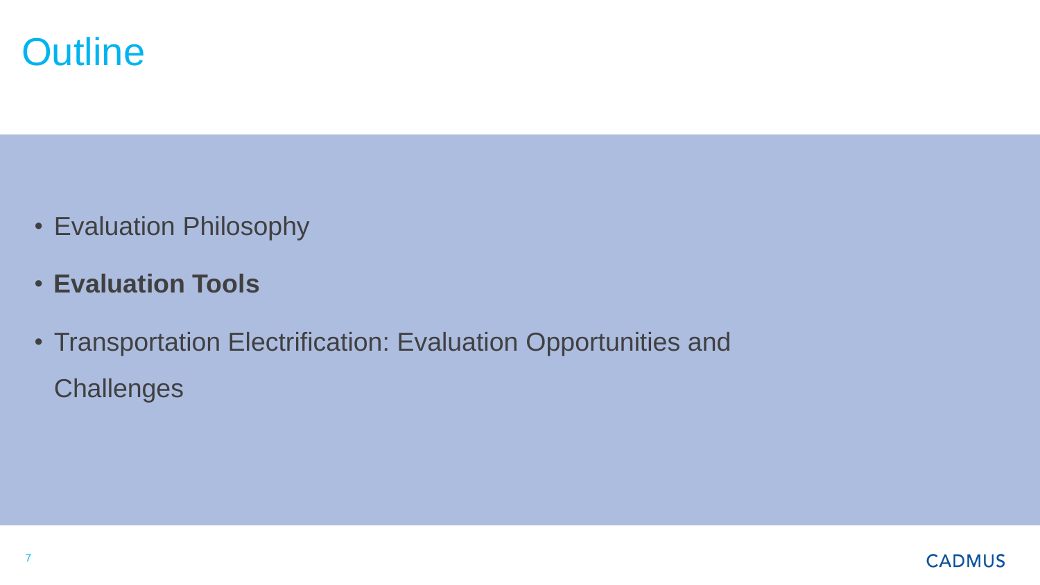# Outline

- Evaluation Philosophy
- **Evaluation Tools**
- Transportation Electrification: Evaluation Opportunities and Challenges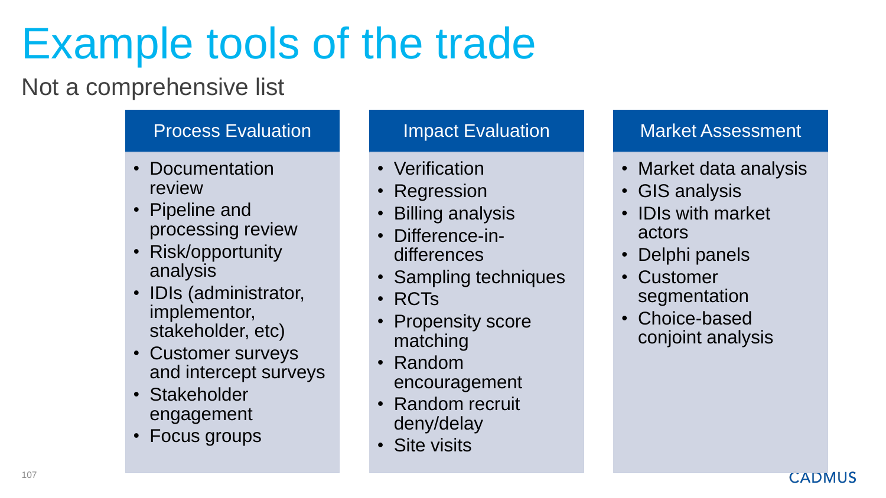# Example tools of the trade

Not a comprehensive list

## Process Evaluation

- Documentation review
- Pipeline and processing review
- Risk/opportunity analysis
- IDIs (administrator, implementor, stakeholder, etc)
- Customer surveys and intercept surveys
- Stakeholder engagement
- Focus groups

## Impact Evaluation

- Verification
- Regression
- Billing analysis
- Difference-in-differences
- Sampling techniques
- RCTs
- Propensity score matching
- Random encouragement
- Random recruit deny/delay
- Site visits

## Market Assessment

- Market data analysis
- GIS analysis
- IDIs with market actors
- Delphi panels
- Customer segmentation
- Choice-based conjoint analysis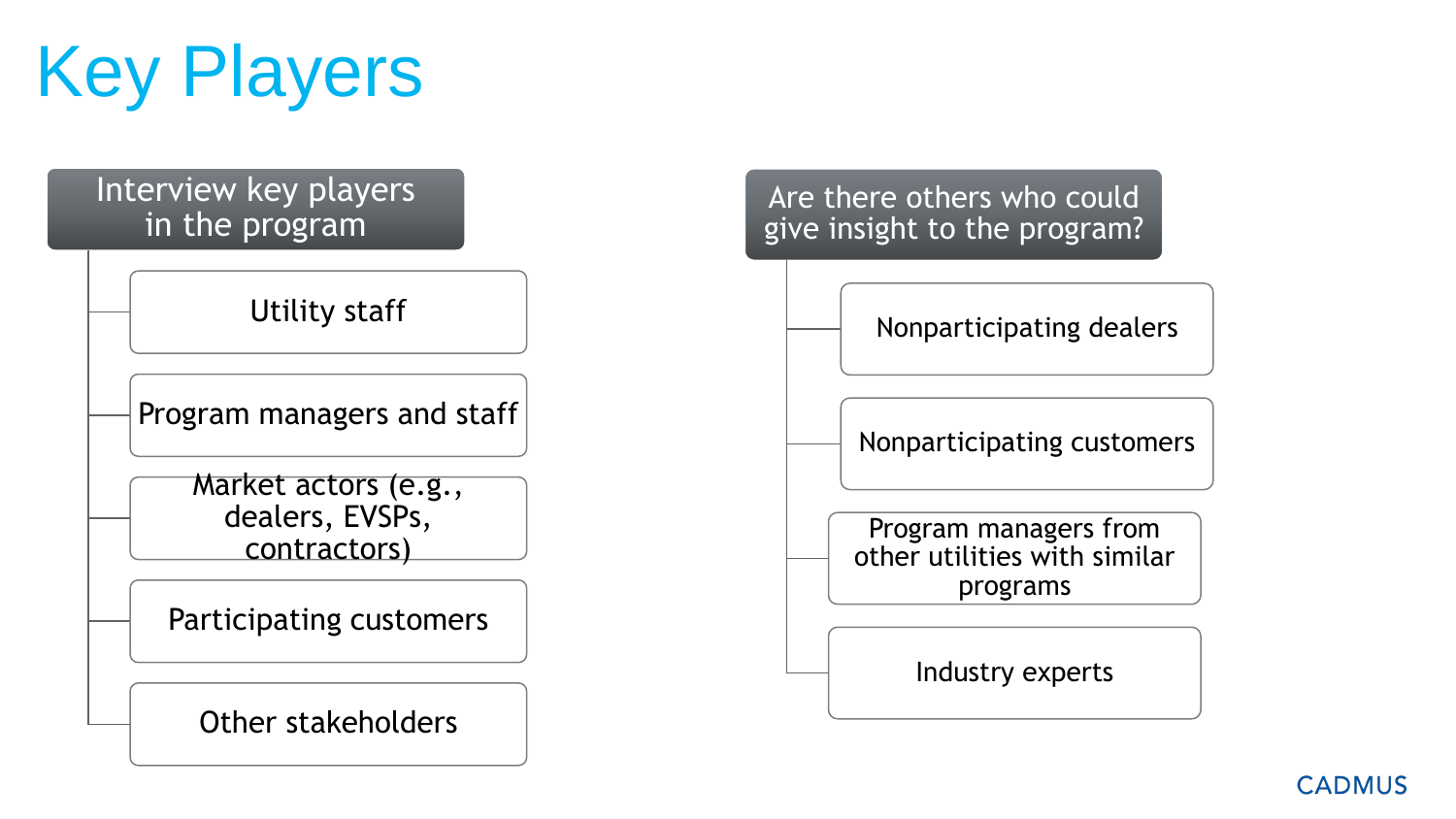# Key Players

## Interview key players in the program

- Utility staff
- Program managers and staff
- Market actors (e.g., dealers, EVSPs, contractors)
- Participating customers
- Other stakeholders

## Are there others who could give insight to the program?

- Nonparticipating dealers
- Nonparticipating customers
- Program managers from other utilities with similar programs
- Industry experts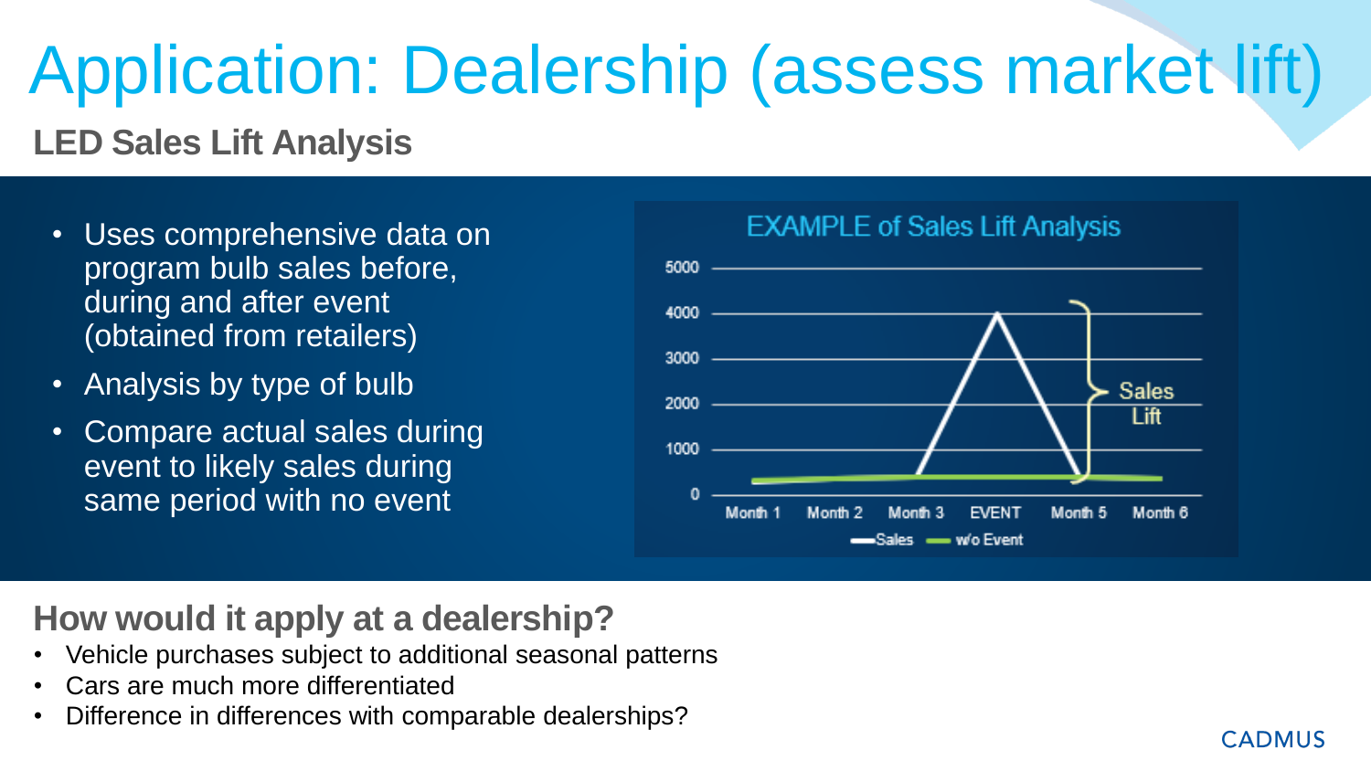# Application: Dealership (assess market lift)

## LED Sales Lift Analysis

- Uses comprehensive data on program bulb sales before, during and after event (obtained from retailers)
- Analysis by type of bulb
- Compare actual sales during event to likely sales during same period with no event

EXAMPLE of Sales Lift Analysis

5000
4000
3000
2000
1000
0

Month 1 Month 2 Month 3 EVENT Month 5 Month 6

Sales Lift

Sales w/o Event

## How would it apply at a dealership?

- Vehicle purchases subject to additional seasonal patterns
- Cars are much more differentiated
- Difference in differences with comparable dealerships?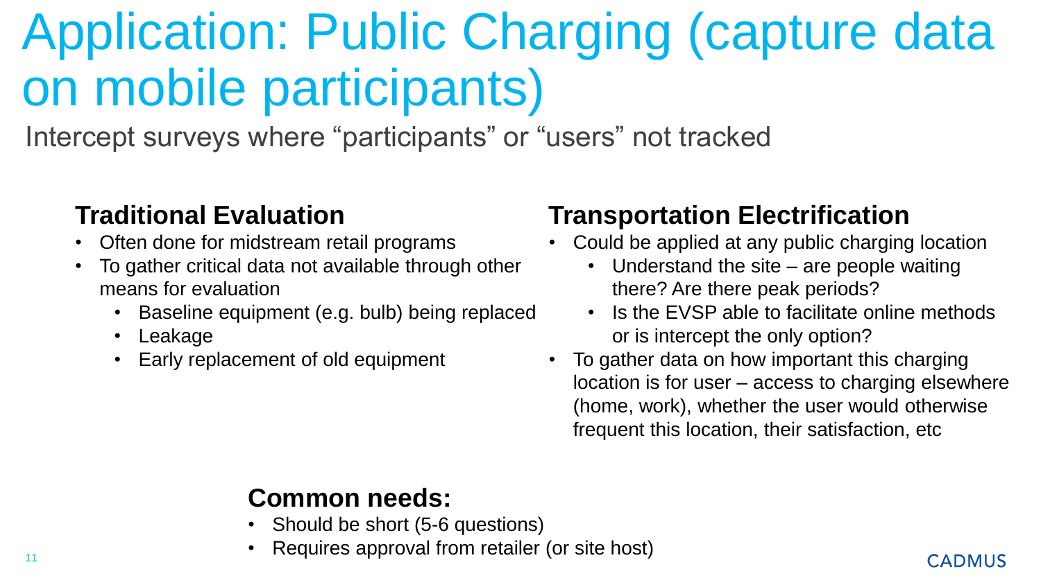# Application: Public Charging (capture data on mobile participants)

Intercept surveys where “participants” or “users” not tracked

### Traditional Evaluation

- Often done for midstream retail programs
- To gather critical data not available through other means for evaluation
  - Baseline equipment (e.g. bulb) being replaced
  - Leakage
  - Early replacement of old equipment

### Transportation Electrification

- Could be applied at any public charging location
  - Understand the site – are people waiting there? Are there peak periods?
  - Is the EVSP able to facilitate online methods or is intercept the only option?
- To gather data on how important this charging location is for user – access to charging elsewhere (home, work), whether the user would otherwise frequent this location, their satisfaction, etc

### Common needs:

- Should be short (5-6 questions)
- Requires approval from retailer (or site host)

CADMUS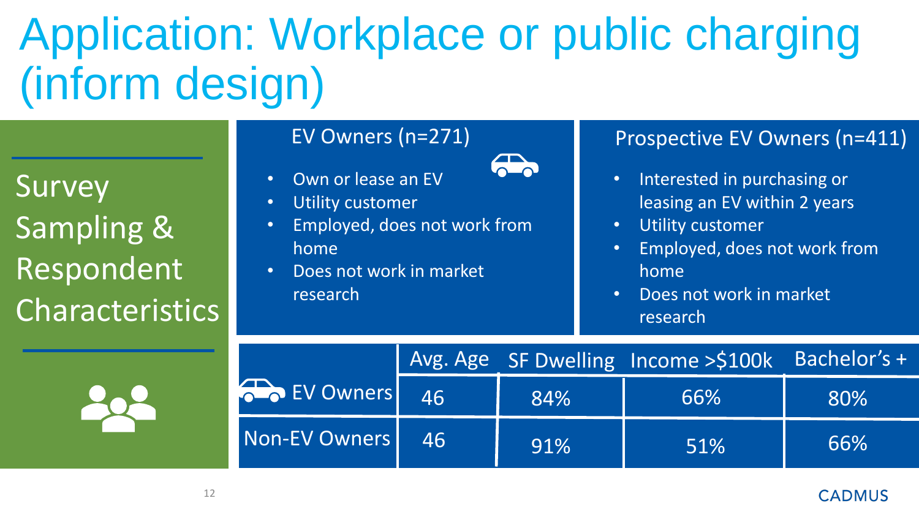# Application: Workplace or public charging (inform design)

## Survey Sampling & Respondent Characteristics

### EV Owners (n=271)

- Own or lease an EV
- Utility customer
- Employed, does not work from home
- Does not work in market research

### Prospective EV Owners (n=411)

- Interested in purchasing or leasing an EV within 2 years
- Utility customer
- Employed, does not work from home
- Does not work in market research

| | Avg. Age | SF Dwelling | Income >$100k | Bachelor's + |
|---|---|---|---|---|
| EV Owners | 46 | 84% | 66% | 80% |
| Non-EV Owners | 46 | 91% | 51% | 66% |

CADMUS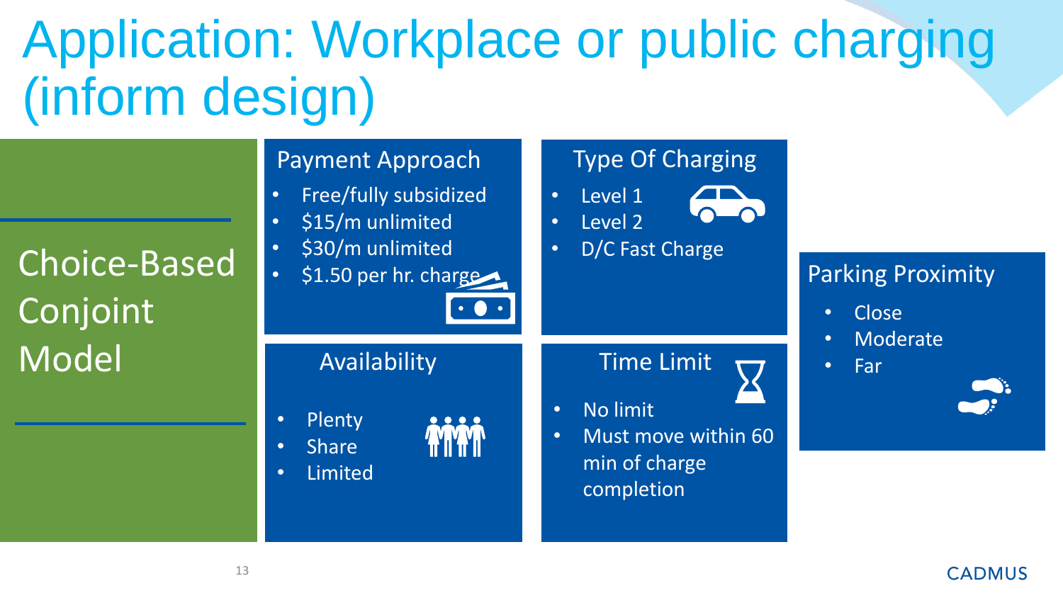# Application: Workplace or public charging (inform design)

## Choice-Based Conjoint Model

### Payment Approach

- Free/fully subsidized
- $15/m unlimited
- $30/m unlimited
- $1.50 per hr. charge

### Type Of Charging

- Level 1
- Level 2
- D/C Fast Charge

### Parking Proximity

- Close
- Moderate
- Far

### Availability

- Plenty
- Share
- Limited

### Time Limit

- No limit
- Must move within 60 min of charge completion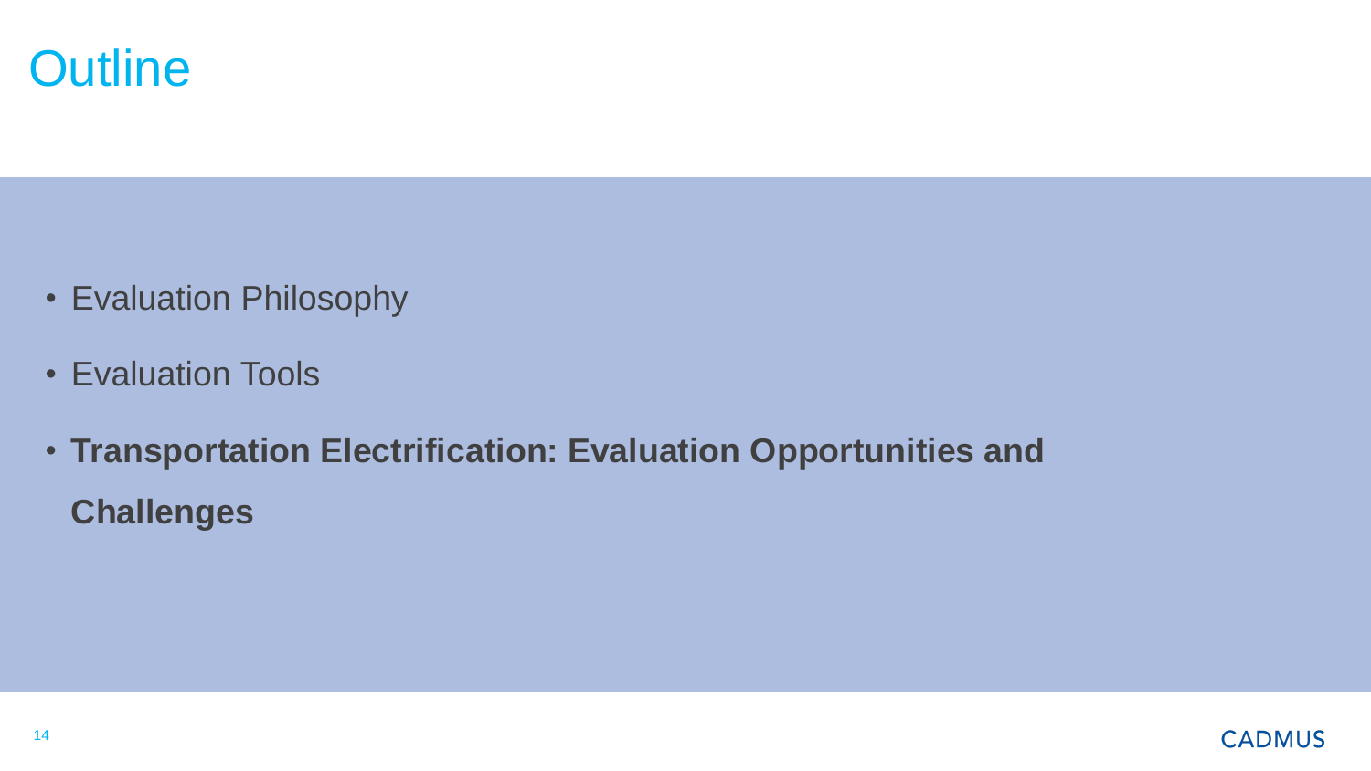# Outline

- Evaluation Philosophy
- Evaluation Tools
- **Transportation Electrification: Evaluation Opportunities and Challenges**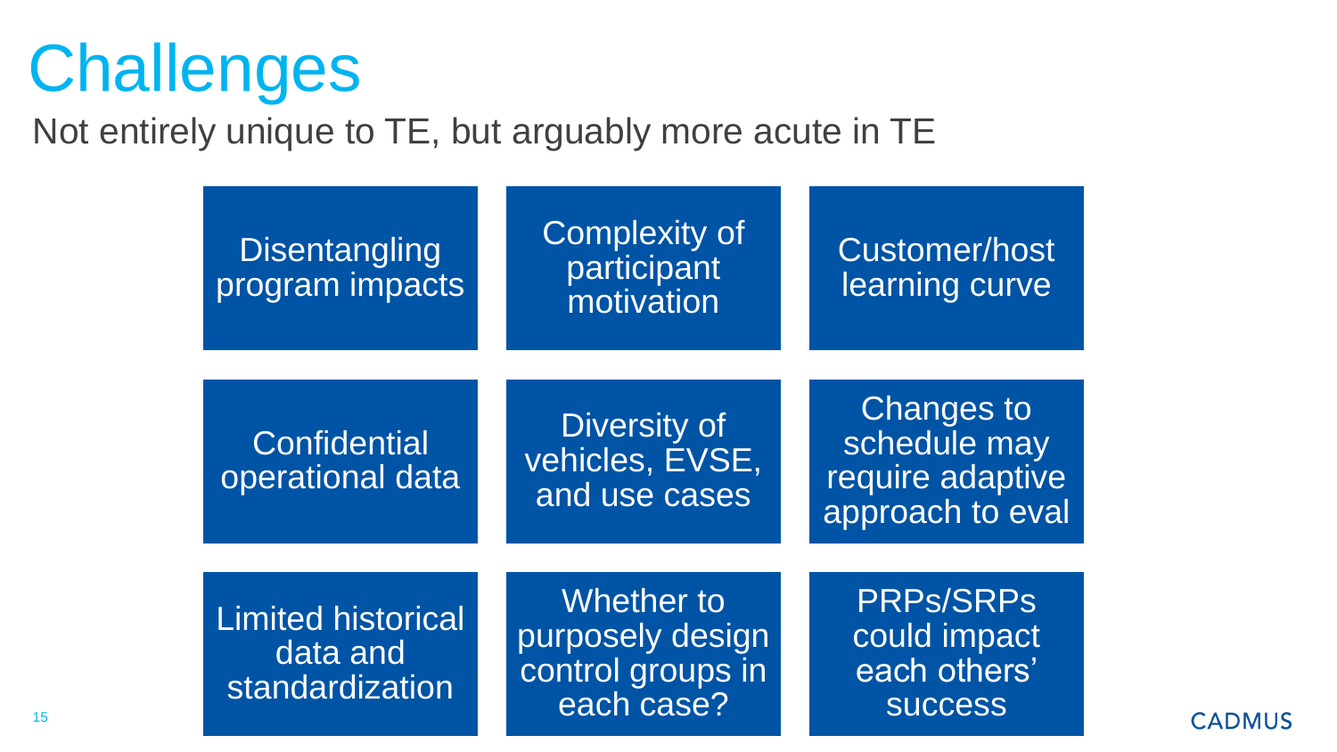# Challenges

Not entirely unique to TE, but arguably more acute in TE

- Disentangling program impacts
- Complexity of participant motivation
- Customer/host learning curve
- Confidential operational data
- Diversity of vehicles, EVSE, and use cases
- Changes to schedule may require adaptive approach to eval
- Limited historical data and standardization
- Whether to purposely design control groups in each case?
- PRPs/SRPs could impact each others' success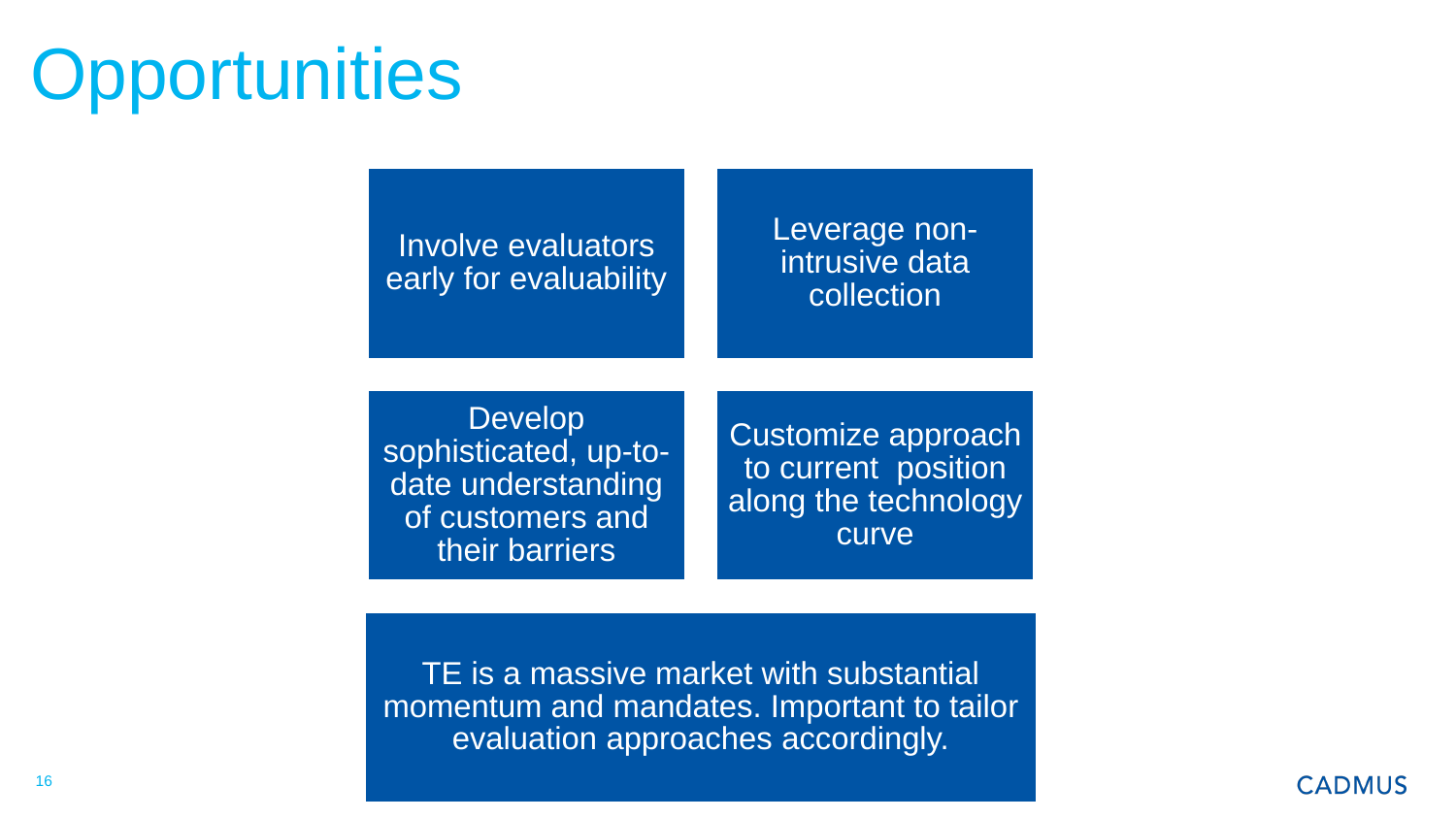# Opportunities

Involve evaluators early for evaluability

Leverage non-intrusive data collection

Develop sophisticated, up-to-date understanding of customers and their barriers

Customize approach to current position along the technology curve

TE is a massive market with substantial momentum and mandates. Important to tailor evaluation approaches accordingly.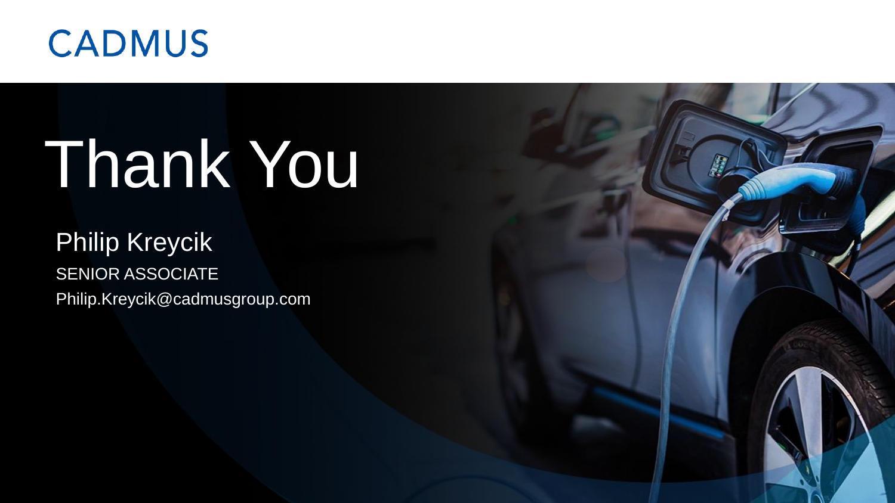CADMUS

# Thank You

Philip Kreycik

SENIOR ASSOCIATE

Philip.Kreycik@cadmusgroup.com